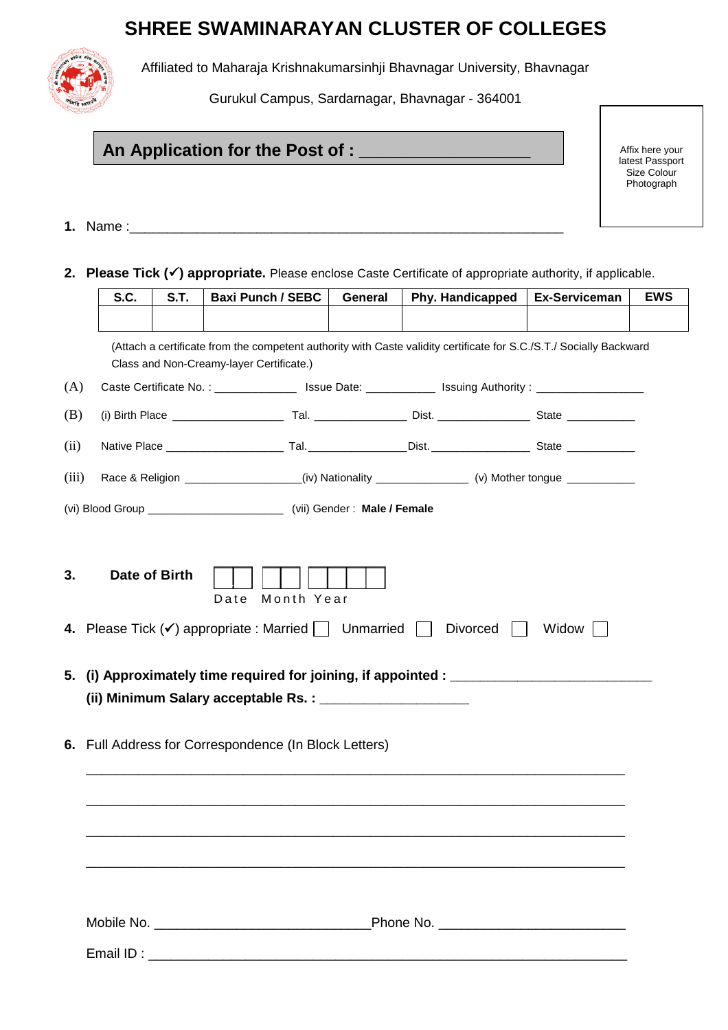# SHREE SWAMINARAYAN CLUSTER OF COLLEGES

Affiliated to Maharaja Krishnakumarsinhji Bhavnagar University, Bhavnagar

Gurukul Campus, Sardarnagar, Bhavnagar - 364001

## An Application for the Post of : ___________________

Affix here your latest Passport Size Colour Photograph

**1.** Name :_____________________________________________________

**2. Please Tick (✓) appropriate.** Please enclose Caste Certificate of appropriate authority, if applicable.

| S.C. | S.T. | Baxi Punch / SEBC | General | Phy. Handicapped | Ex-Serviceman | EWS |
|---|---|---|---|---|---|---|
| | | | | | | |

(Attach a certificate from the competent authority with Caste validity certificate for S.C./S.T./ Socially Backward Class and Non-Creamy-layer Certificate.)

(A) Caste Certificate No. : _____________ Issue Date: ___________ Issuing Authority : ________________

(B) (i) Birth Place _________________ Tal. ______________ Dist. _______________ State ___________

(ii) Native Place __________________ Tal._______________Dist. ________________ State ___________

(iii) Race & Religion __________________(iv) Nationality ______________ (v) Mother tongue ___________

(vi) Blood Group _____________________ (vii) Gender : **Male / Female**

**3. Date of Birth** ☐☐ ☐☐ ☐☐☐☐
Date Month Year

**4.** Please Tick (✓) appropriate : Married ☐ Unmarried ☐ Divorced ☐ Widow ☐

**5. (i) Approximately time required for joining, if appointed :** ___________________________

**(ii) Minimum Salary acceptable Rs. :** ____________________

**6.** Full Address for Correspondence (In Block Letters)

_____________________________________________________________________

_____________________________________________________________________

_____________________________________________________________________

_____________________________________________________________________

Mobile No. ____________________________Phone No. ________________________

Email ID : ______________________________________________________________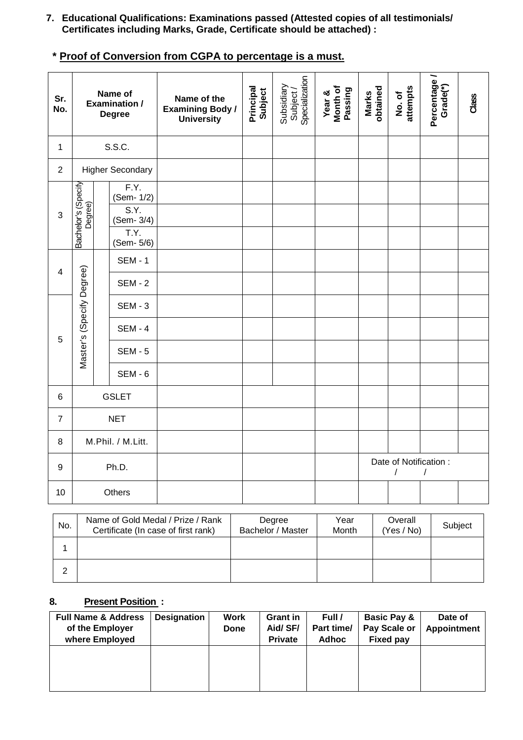7. **Educational Qualifications: Examinations passed (Attested copies of all testimonials/ Certificates including Marks, Grade, Certificate should be attached) :**

**\* Proof of Conversion from CGPA to percentage is a must.**

| Sr. No. | Name of Examination / Degree | | | Name of the Examining Body / University | Principal Subject | Subsidiary Subject / Specialization | Year & Month of Passing | Marks obtained | No. of attempts | Percentage / Grade(*) | Class |
|---|---|---|---|---|---|---|---|---|---|---|---|
| 1 | S.S.C. | | | | | | | | | | |
| 2 | Higher Secondary | | | | | | | | | | |
| 3 | Bachelor's (Specify Degree) | | F.Y. (Sem- 1/2) | | | | | | | | |
| | | | S.Y. (Sem- 3/4) | | | | | | | | |
| | | | T.Y. (Sem- 5/6) | | | | | | | | |
| 4 | Master's (Specify Degree) | | SEM - 1 | | | | | | | | |
| | | | SEM - 2 | | | | | | | | |
| 5 | | | SEM - 3 | | | | | | | | |
| | | | SEM - 4 | | | | | | | | |
| | | | SEM - 5 | | | | | | | | |
| | | | SEM - 6 | | | | | | | | |
| 6 | GSLET | | | | | | | | | | |
| 7 | NET | | | | | | | | | | |
| 8 | M.Phil. / M.Litt. | | | | | | | | | | |
| 9 | Ph.D. | | | | | | | Date of Notification : / / | | | |
| 10 | Others | | | | | | | | | | |

| No. | Name of Gold Medal / Prize / Rank Certificate (In case of first rank) | Degree Bachelor / Master | Year Month | Overall (Yes / No) | Subject |
|---|---|---|---|---|---|
| 1 | | | | | |
| 2 | | | | | |

8. **Present Position :**

| Full Name & Address of the Employer where Employed | Designation | Work Done | Grant in Aid/ SF/ Private | Full / Part time/ Adhoc | Basic Pay & Pay Scale or Fixed pay | Date of Appointment |
|---|---|---|---|---|---|---|
| | | | | | | |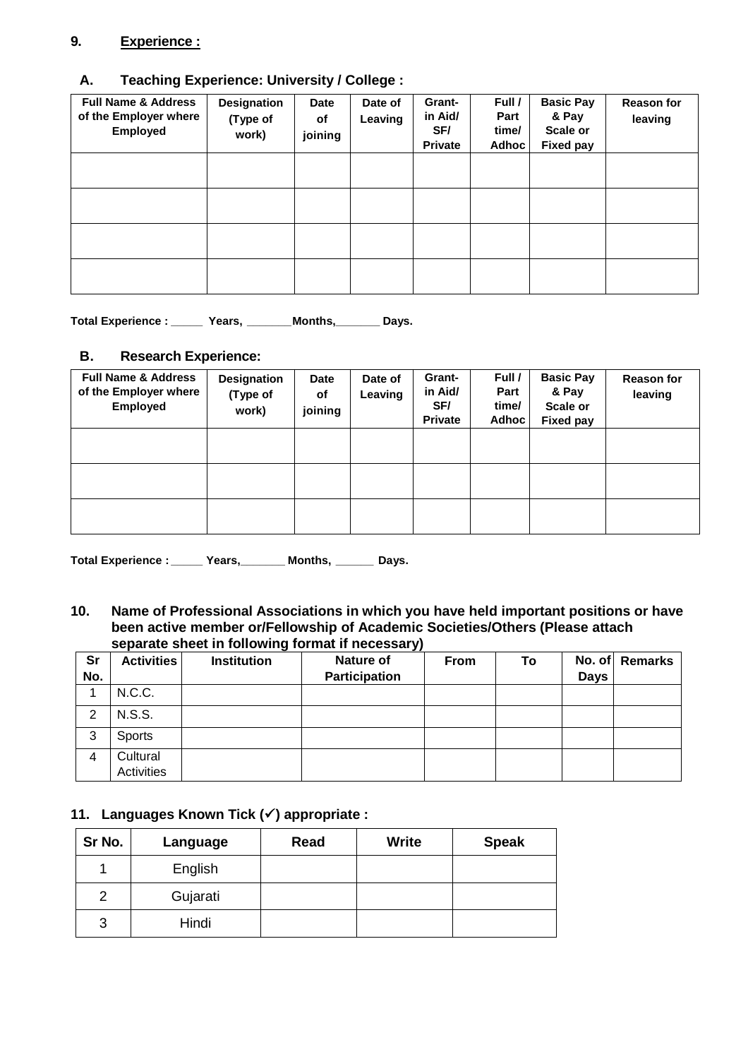**9. Experience :**

**A. Teaching Experience: University / College :**

| Full Name & Address of the Employer where Employed | Designation (Type of work) | Date of joining | Date of Leaving | Grant-in Aid/ SF/ Private | Full / Part time/ Adhoc | Basic Pay & Pay Scale or Fixed pay | Reason for leaving |
|---|---|---|---|---|---|---|---|
| | | | | | | | |
| | | | | | | | |
| | | | | | | | |
| | | | | | | | |

**Total Experience : _____ Years, _______Months,_______ Days.**

**B. Research Experience:**

| Full Name & Address of the Employer where Employed | Designation (Type of work) | Date of joining | Date of Leaving | Grant-in Aid/ SF/ Private | Full / Part time/ Adhoc | Basic Pay & Pay Scale or Fixed pay | Reason for leaving |
|---|---|---|---|---|---|---|---|
| | | | | | | | |
| | | | | | | | |
| | | | | | | | |

**Total Experience : _____ Years,_______ Months, ______ Days.**

**10. Name of Professional Associations in which you have held important positions or have been active member or/Fellowship of Academic Societies/Others (Please attach separate sheet in following format if necessary)**

| Sr No. | Activities | Institution | Nature of Participation | From | To | No. of Days | Remarks |
|---|---|---|---|---|---|---|---|
| 1 | N.C.C. | | | | | | |
| 2 | N.S.S. | | | | | | |
| 3 | Sports | | | | | | |
| 4 | Cultural Activities | | | | | | |

**11. Languages Known Tick (✓) appropriate :**

| Sr No. | Language | Read | Write | Speak |
|---|---|---|---|---|
| 1 | English | | | |
| 2 | Gujarati | | | |
| 3 | Hindi | | | |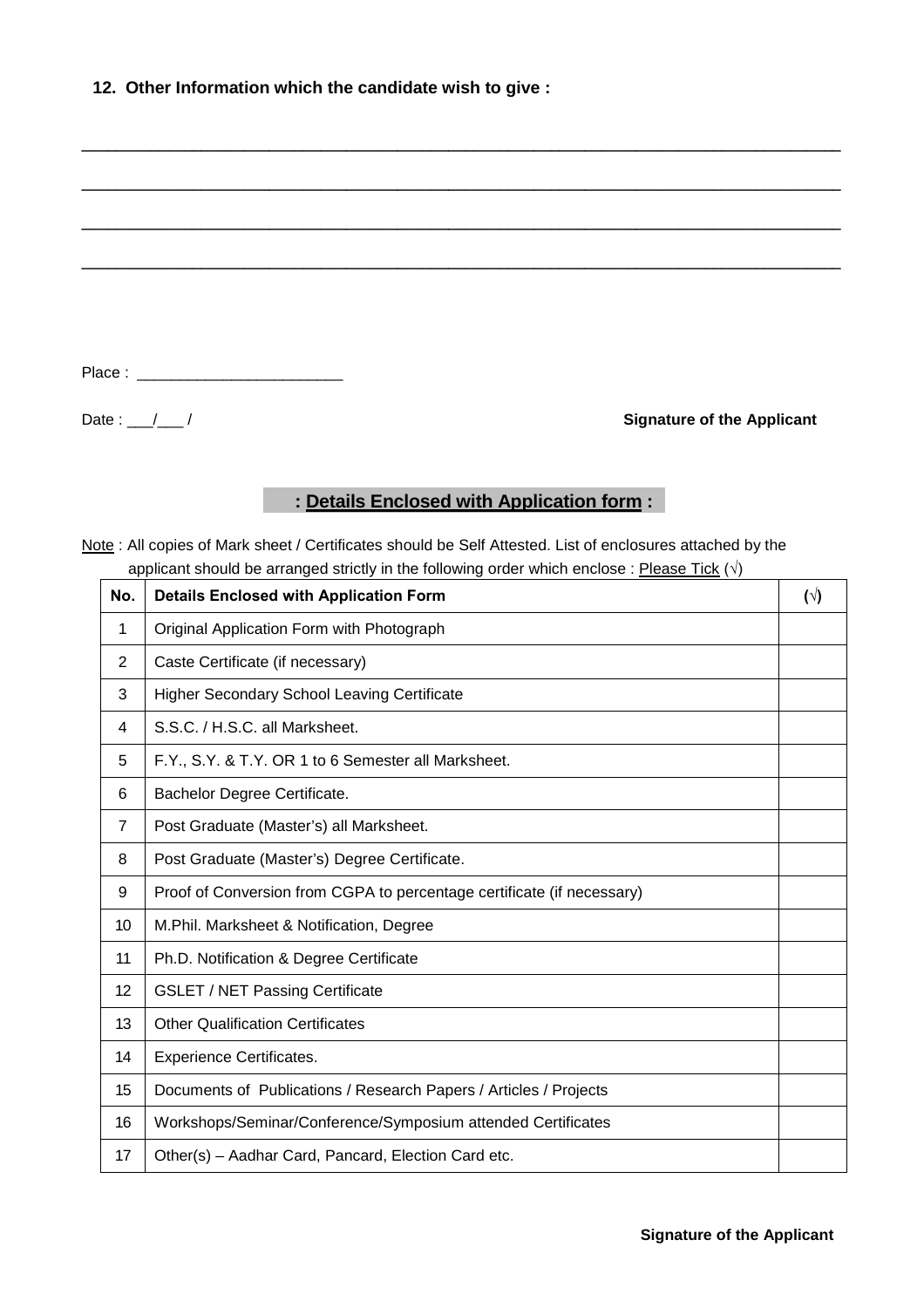**12. Other Information which the candidate wish to give :**

______________________________________________________________________________

______________________________________________________________________________

______________________________________________________________________________

______________________________________________________________________________

Place : ________________________

Date : ___/___ /

**Signature of the Applicant**

## : Details Enclosed with Application form :

Note : All copies of Mark sheet / Certificates should be Self Attested. List of enclosures attached by the applicant should be arranged strictly in the following order which enclose : Please Tick (√)

| No. | Details Enclosed with Application Form | (√) |
|---|---|---|
| 1 | Original Application Form with Photograph | |
| 2 | Caste Certificate (if necessary) | |
| 3 | Higher Secondary School Leaving Certificate | |
| 4 | S.S.C. / H.S.C. all Marksheet. | |
| 5 | F.Y., S.Y. & T.Y. OR 1 to 6 Semester all Marksheet. | |
| 6 | Bachelor Degree Certificate. | |
| 7 | Post Graduate (Master's) all Marksheet. | |
| 8 | Post Graduate (Master's) Degree Certificate. | |
| 9 | Proof of Conversion from CGPA to percentage certificate (if necessary) | |
| 10 | M.Phil. Marksheet & Notification, Degree | |
| 11 | Ph.D. Notification & Degree Certificate | |
| 12 | GSLET / NET Passing Certificate | |
| 13 | Other Qualification Certificates | |
| 14 | Experience Certificates. | |
| 15 | Documents of Publications / Research Papers / Articles / Projects | |
| 16 | Workshops/Seminar/Conference/Symposium attended Certificates | |
| 17 | Other(s) – Aadhar Card, Pancard, Election Card etc. | |

**Signature of the Applicant**